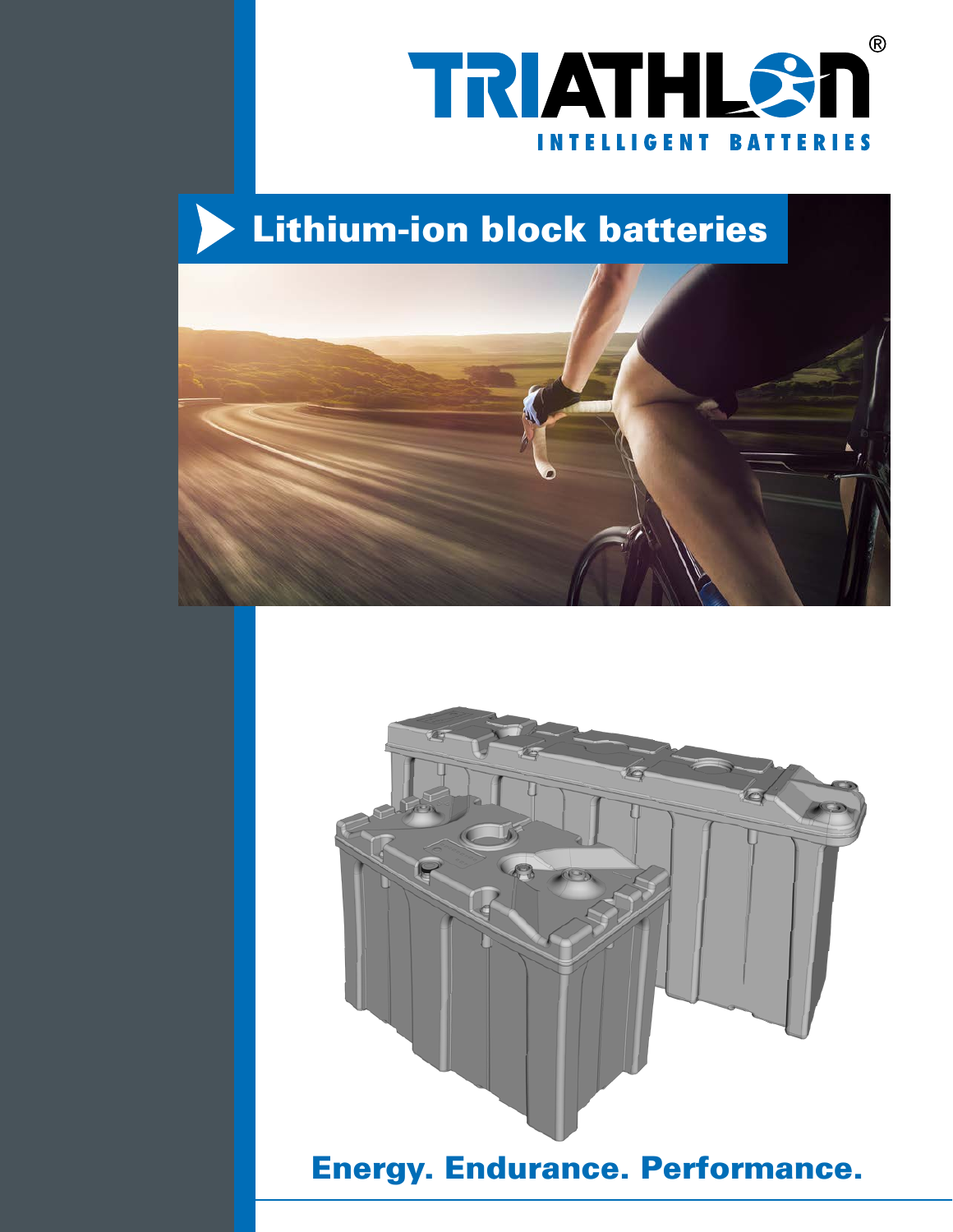TRIATHLON®

INTELLIGENT BATTERIES

# Lithium-ion block batteries

**Energy. Endurance. Performance.**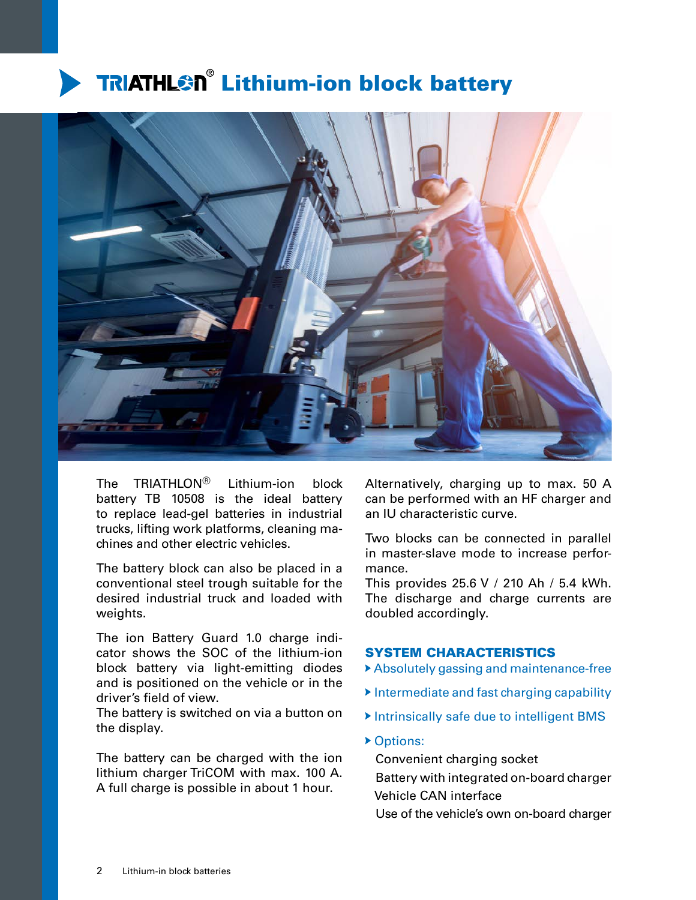# TRIATHLON® Lithium-ion block battery

The TRIATHLON® Lithium-ion block battery TB 10508 is the ideal battery to replace lead-gel batteries in industrial trucks, lifting work platforms, cleaning machines and other electric vehicles.

The battery block can also be placed in a conventional steel trough suitable for the desired industrial truck and loaded with weights.

The ion Battery Guard 1.0 charge indicator shows the SOC of the lithium-ion block battery via light-emitting diodes and is positioned on the vehicle or in the driver's field of view.
The battery is switched on via a button on the display.

The battery can be charged with the ion lithium charger TriCOM with max. 100 A. A full charge is possible in about 1 hour.

Alternatively, charging up to max. 50 A can be performed with an HF charger and an IU characteristic curve.

Two blocks can be connected in parallel in master-slave mode to increase performance.
This provides 25.6 V / 210 Ah / 5.4 kWh. The discharge and charge currents are doubled accordingly.

## SYSTEM CHARACTERISTICS

- Absolutely gassing and maintenance-free
- Intermediate and fast charging capability
- Intrinsically safe due to intelligent BMS
- Options:
  Convenient charging socket
  Battery with integrated on-board charger
  Vehicle CAN interface
  Use of the vehicle's own on-board charger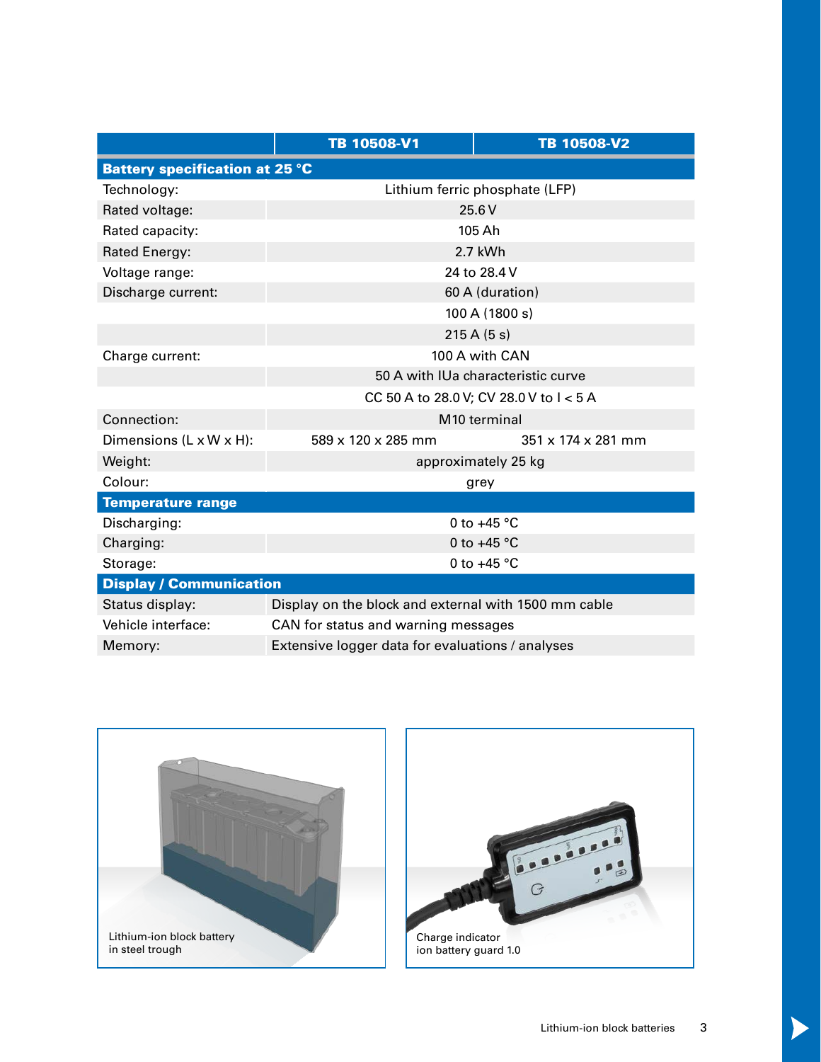| | TB 10508-V1 | TB 10508-V2 |
|---|---|---|
| **Battery specification at 25 °C** | | |
| Technology: | Lithium ferric phosphate (LFP) | |
| Rated voltage: | 25.6 V | |
| Rated capacity: | 105 Ah | |
| Rated Energy: | 2.7 kWh | |
| Voltage range: | 24 to 28.4 V | |
| Discharge current: | 60 A (duration) | |
| | 100 A (1800 s) | |
| | 215 A (5 s) | |
| Charge current: | 100 A with CAN | |
| | 50 A with IUa characteristic curve | |
| | CC 50 A to 28.0 V; CV 28.0 V to I < 5 A | |
| Connection: | M10 terminal | |
| Dimensions (L x W x H): | 589 x 120 x 285 mm | 351 x 174 x 281 mm |
| Weight: | approximately 25 kg | |
| Colour: | grey | |
| **Temperature range** | | |
| Discharging: | 0 to +45 °C | |
| Charging: | 0 to +45 °C | |
| Storage: | 0 to +45 °C | |
| **Display / Communication** | | |
| Status display: | Display on the block and external with 1500 mm cable | |
| Vehicle interface: | CAN for status and warning messages | |
| Memory: | Extensive logger data for evaluations / analyses | |

Lithium-ion block battery in steel trough

Charge indicator ion battery guard 1.0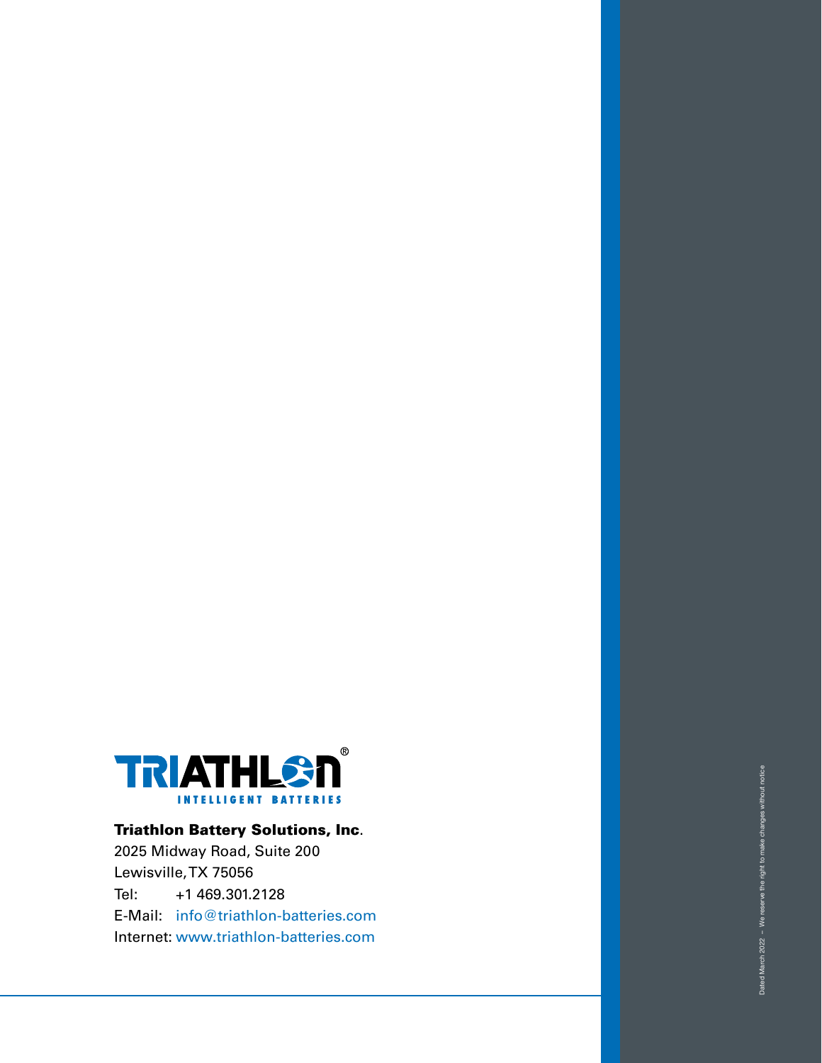TRIATHLON®

INTELLIGENT BATTERIES

**Triathlon Battery Solutions, Inc.**

2025 Midway Road, Suite 200

Lewisville, TX 75056

Tel: +1 469.301.2128

E-Mail: info@triathlon-batteries.com

Internet: www.triathlon-batteries.com

Dated March 2022 – We reserve the right to make changes without notice